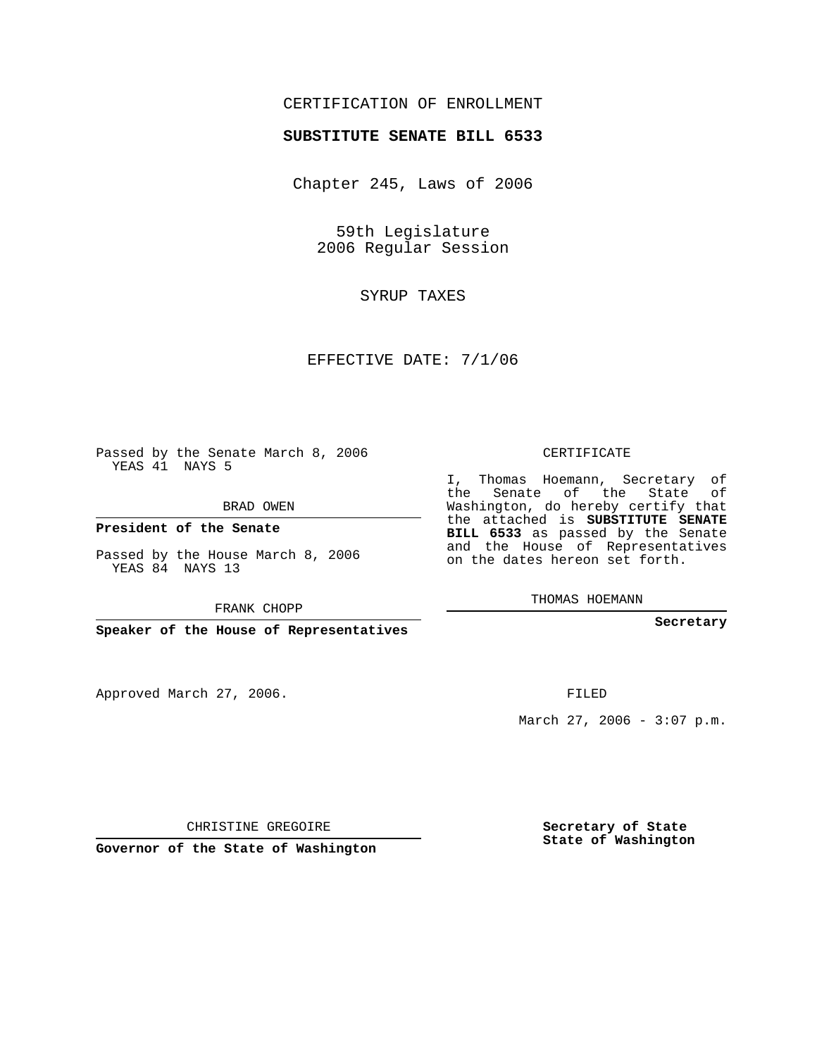CERTIFICATION OF ENROLLMENT

**SUBSTITUTE SENATE BILL 6533**

Chapter 245, Laws of 2006

59th Legislature
2006 Regular Session

SYRUP TAXES

EFFECTIVE DATE: 7/1/06

Passed by the Senate March 8, 2006
YEAS 41 NAYS 5

BRAD OWEN

**President of the Senate**

Passed by the House March 8, 2006
YEAS 84 NAYS 13

FRANK CHOPP

**Speaker of the House of Representatives**

CERTIFICATE

I, Thomas Hoemann, Secretary of the Senate of the State of Washington, do hereby certify that the attached is **SUBSTITUTE SENATE BILL 6533** as passed by the Senate and the House of Representatives on the dates hereon set forth.

THOMAS HOEMANN

**Secretary**

Approved March 27, 2006.

FILED

March 27, 2006 - 3:07 p.m.

CHRISTINE GREGOIRE

**Governor of the State of Washington**

**Secretary of State**
**State of Washington**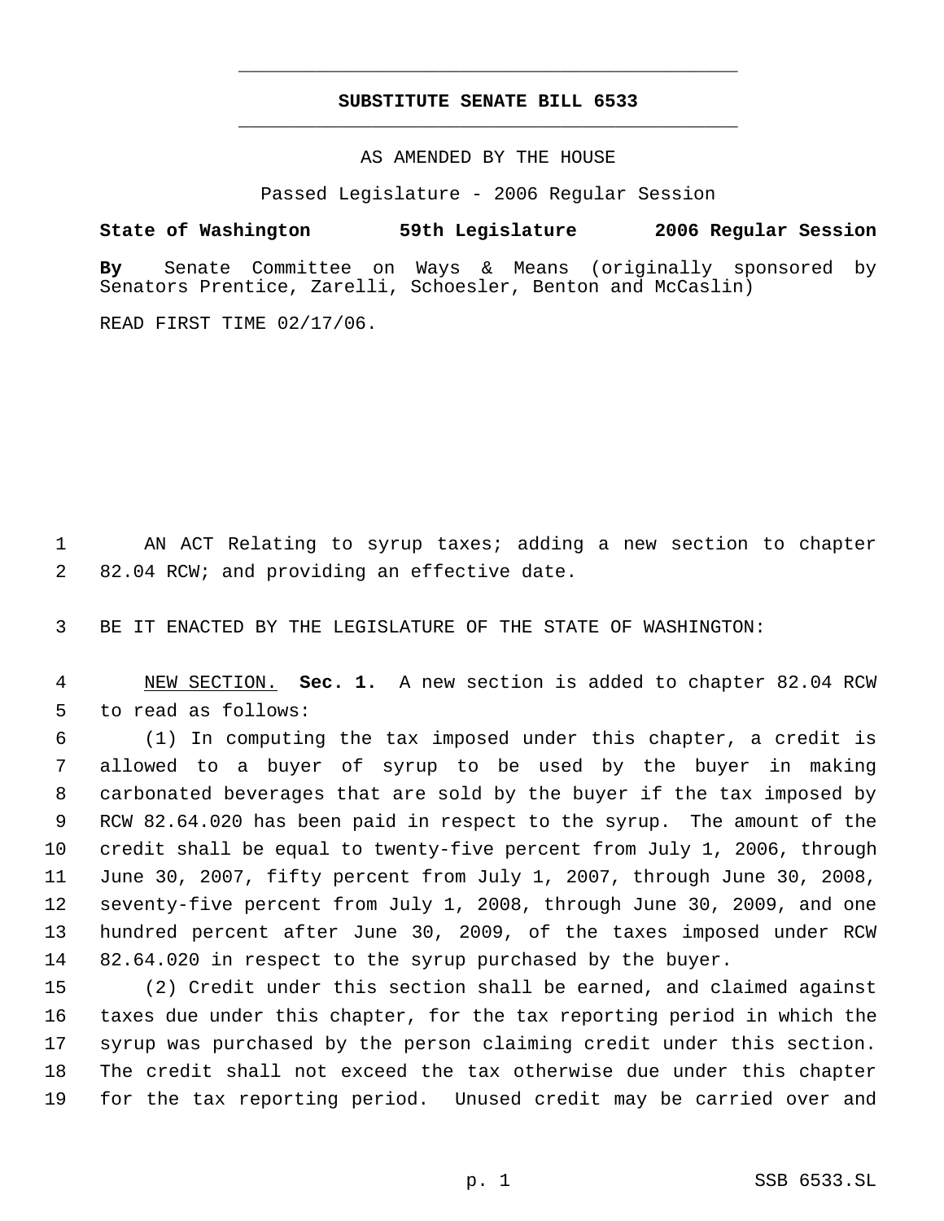# SUBSTITUTE SENATE BILL 6533

AS AMENDED BY THE HOUSE

Passed Legislature - 2006 Regular Session

**State of Washington 59th Legislature 2006 Regular Session**

**By** Senate Committee on Ways & Means (originally sponsored by Senators Prentice, Zarelli, Schoesler, Benton and McCaslin)

READ FIRST TIME 02/17/06.

1 AN ACT Relating to syrup taxes; adding a new section to chapter
2 82.04 RCW; and providing an effective date.

3 BE IT ENACTED BY THE LEGISLATURE OF THE STATE OF WASHINGTON:

4 NEW SECTION. **Sec. 1.** A new section is added to chapter 82.04 RCW
5 to read as follows:

6 (1) In computing the tax imposed under this chapter, a credit is
7 allowed to a buyer of syrup to be used by the buyer in making
8 carbonated beverages that are sold by the buyer if the tax imposed by
9 RCW 82.64.020 has been paid in respect to the syrup. The amount of the
10 credit shall be equal to twenty-five percent from July 1, 2006, through
11 June 30, 2007, fifty percent from July 1, 2007, through June 30, 2008,
12 seventy-five percent from July 1, 2008, through June 30, 2009, and one
13 hundred percent after June 30, 2009, of the taxes imposed under RCW
14 82.64.020 in respect to the syrup purchased by the buyer.

15 (2) Credit under this section shall be earned, and claimed against
16 taxes due under this chapter, for the tax reporting period in which the
17 syrup was purchased by the person claiming credit under this section.
18 The credit shall not exceed the tax otherwise due under this chapter
19 for the tax reporting period. Unused credit may be carried over and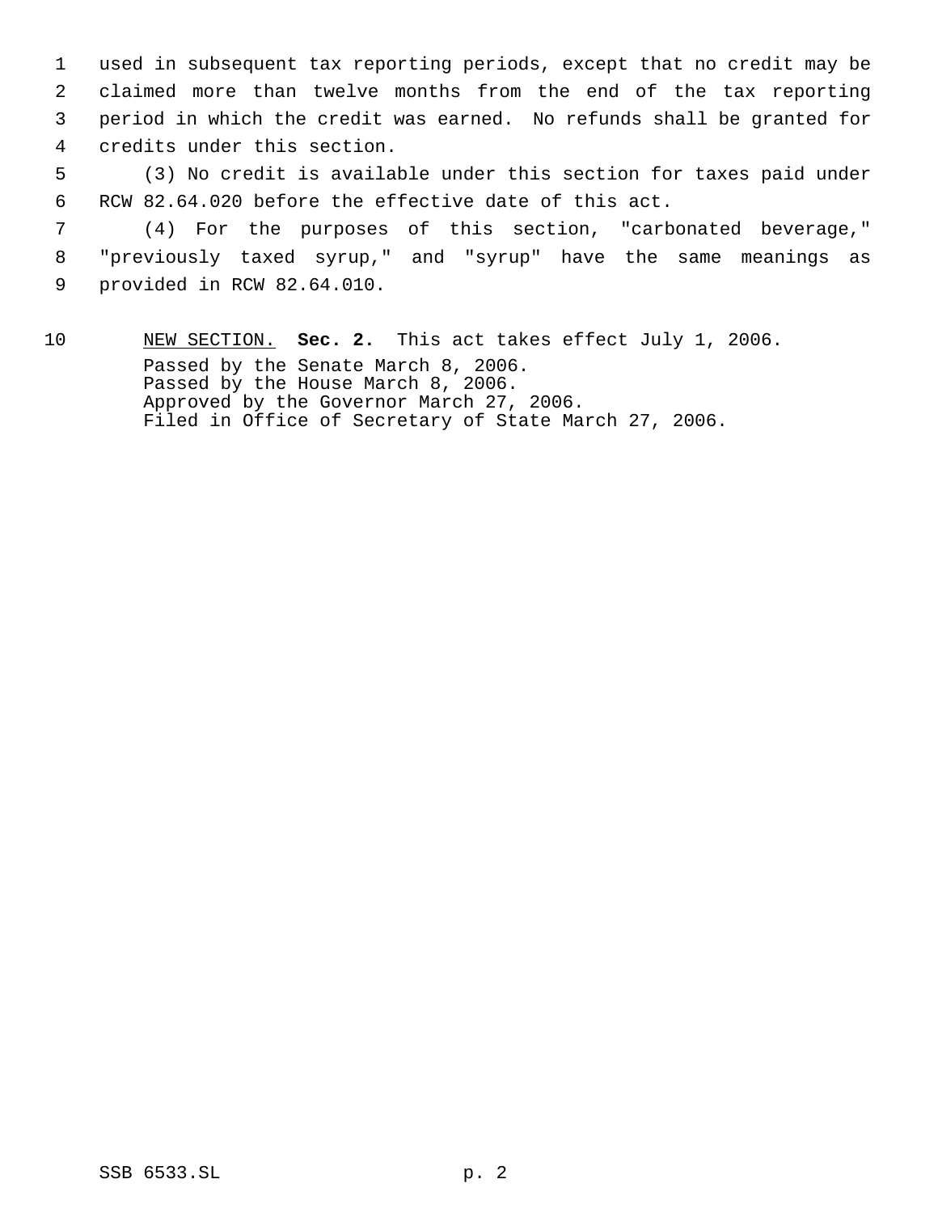used in subsequent tax reporting periods, except that no credit may be claimed more than twelve months from the end of the tax reporting period in which the credit was earned. No refunds shall be granted for credits under this section.

(3) No credit is available under this section for taxes paid under RCW 82.64.020 before the effective date of this act.

(4) For the purposes of this section, "carbonated beverage," "previously taxed syrup," and "syrup" have the same meanings as provided in RCW 82.64.010.

NEW SECTION. **Sec. 2.** This act takes effect July 1, 2006.

Passed by the Senate March 8, 2006.
Passed by the House March 8, 2006.
Approved by the Governor March 27, 2006.
Filed in Office of Secretary of State March 27, 2006.